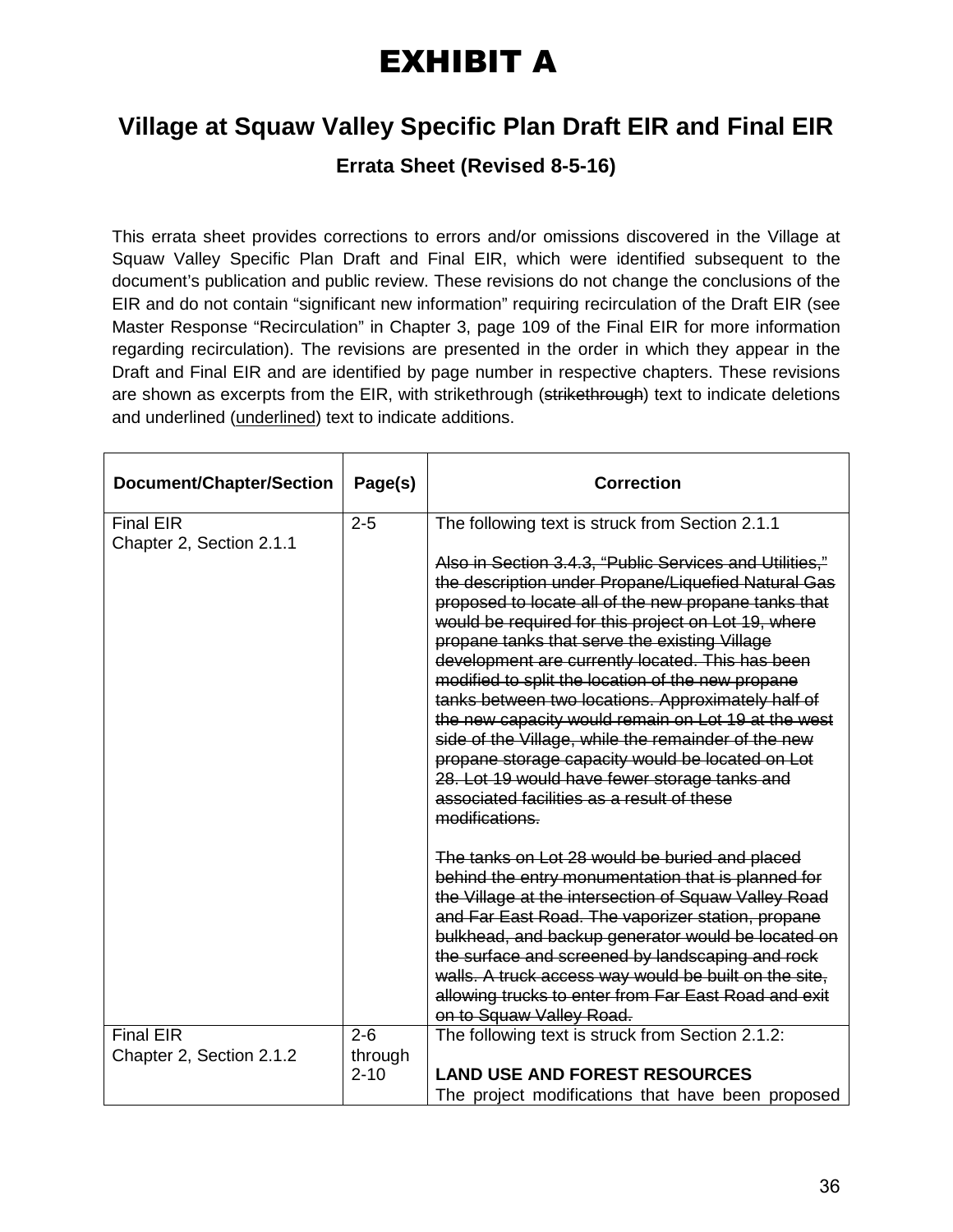# EXHIBIT A

## Village at Squaw Valley Specific Plan Draft EIR and Final EIR

### Errata Sheet (Revised 8-5-16)

This errata sheet provides corrections to errors and/or omissions discovered in the Village at Squaw Valley Specific Plan Draft and Final EIR, which were identified subsequent to the document's publication and public review. These revisions do not change the conclusions of the EIR and do not contain "significant new information" requiring recirculation of the Draft EIR (see Master Response "Recirculation" in Chapter 3, page 109 of the Final EIR for more information regarding recirculation). The revisions are presented in the order in which they appear in the Draft and Final EIR and are identified by page number in respective chapters. These revisions are shown as excerpts from the EIR, with strikethrough (~~strikethrough~~) text to indicate deletions and underlined (<u>underlined</u>) text to indicate additions.

| Document/Chapter/Section | Page(s) | Correction |
|---|---|---|
| Final EIR<br>Chapter 2, Section 2.1.1 | 2-5 | The following text is struck from Section 2.1.1<br><br>~~Also in Section 3.4.3, "Public Services and Utilities," the description under Propane/Liquefied Natural Gas proposed to locate all of the new propane tanks that would be required for this project on Lot 19, where propane tanks that serve the existing Village development are currently located. This has been modified to split the location of the new propane tanks between two locations. Approximately half of the new capacity would remain on Lot 19 at the west side of the Village, while the remainder of the new propane storage capacity would be located on Lot 28. Lot 19 would have fewer storage tanks and associated facilities as a result of these modifications.~~<br><br>~~The tanks on Lot 28 would be buried and placed behind the entry monumentation that is planned for the Village at the intersection of Squaw Valley Road and Far East Road. The vaporizer station, propane bulkhead, and backup generator would be located on the surface and screened by landscaping and rock walls. A truck access way would be built on the site, allowing trucks to enter from Far East Road and exit on to Squaw Valley Road.~~ |
| Final EIR<br>Chapter 2, Section 2.1.2 | 2-6 through 2-10 | The following text is struck from Section 2.1.2:<br><br>**LAND USE AND FOREST RESOURCES**<br>The project modifications that have been proposed |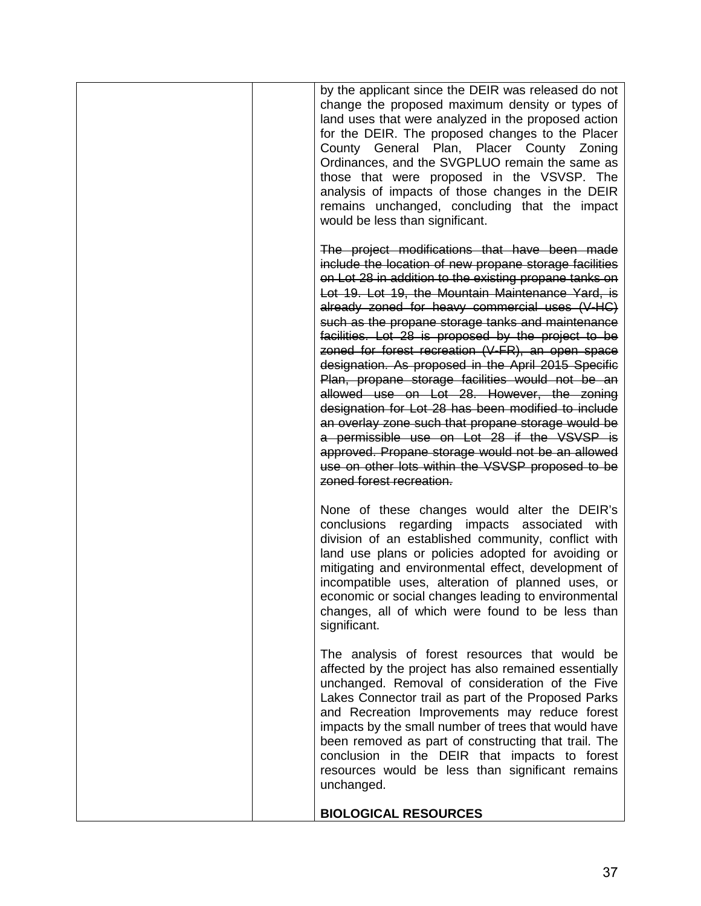| | | |
|---|---|---|
| | | by the applicant since the DEIR was released do not change the proposed maximum density or types of land uses that were analyzed in the proposed action for the DEIR. The proposed changes to the Placer County General Plan, Placer County Zoning Ordinances, and the SVGPLUO remain the same as those that were proposed in the VSVSP. The analysis of impacts of those changes in the DEIR remains unchanged, concluding that the impact would be less than significant.<br><br>~~The project modifications that have been made include the location of new propane storage facilities on Lot 28 in addition to the existing propane tanks on Lot 19. Lot 19, the Mountain Maintenance Yard, is already zoned for heavy commercial uses (V-HC) such as the propane storage tanks and maintenance facilities. Lot 28 is proposed by the project to be zoned for forest recreation (V-FR), an open space designation. As proposed in the April 2015 Specific Plan, propane storage facilities would not be an allowed use on Lot 28. However, the zoning designation for Lot 28 has been modified to include an overlay zone such that propane storage would be a permissible use on Lot 28 if the VSVSP is approved. Propane storage would not be an allowed use on other lots within the VSVSP proposed to be zoned forest recreation.~~<br><br>None of these changes would alter the DEIR's conclusions regarding impacts associated with division of an established community, conflict with land use plans or policies adopted for avoiding or mitigating and environmental effect, development of incompatible uses, alteration of planned uses, or economic or social changes leading to environmental changes, all of which were found to be less than significant.<br><br>The analysis of forest resources that would be affected by the project has also remained essentially unchanged. Removal of consideration of the Five Lakes Connector trail as part of the Proposed Parks and Recreation Improvements may reduce forest impacts by the small number of trees that would have been removed as part of constructing that trail. The conclusion in the DEIR that impacts to forest resources would be less than significant remains unchanged.<br><br>**BIOLOGICAL RESOURCES** |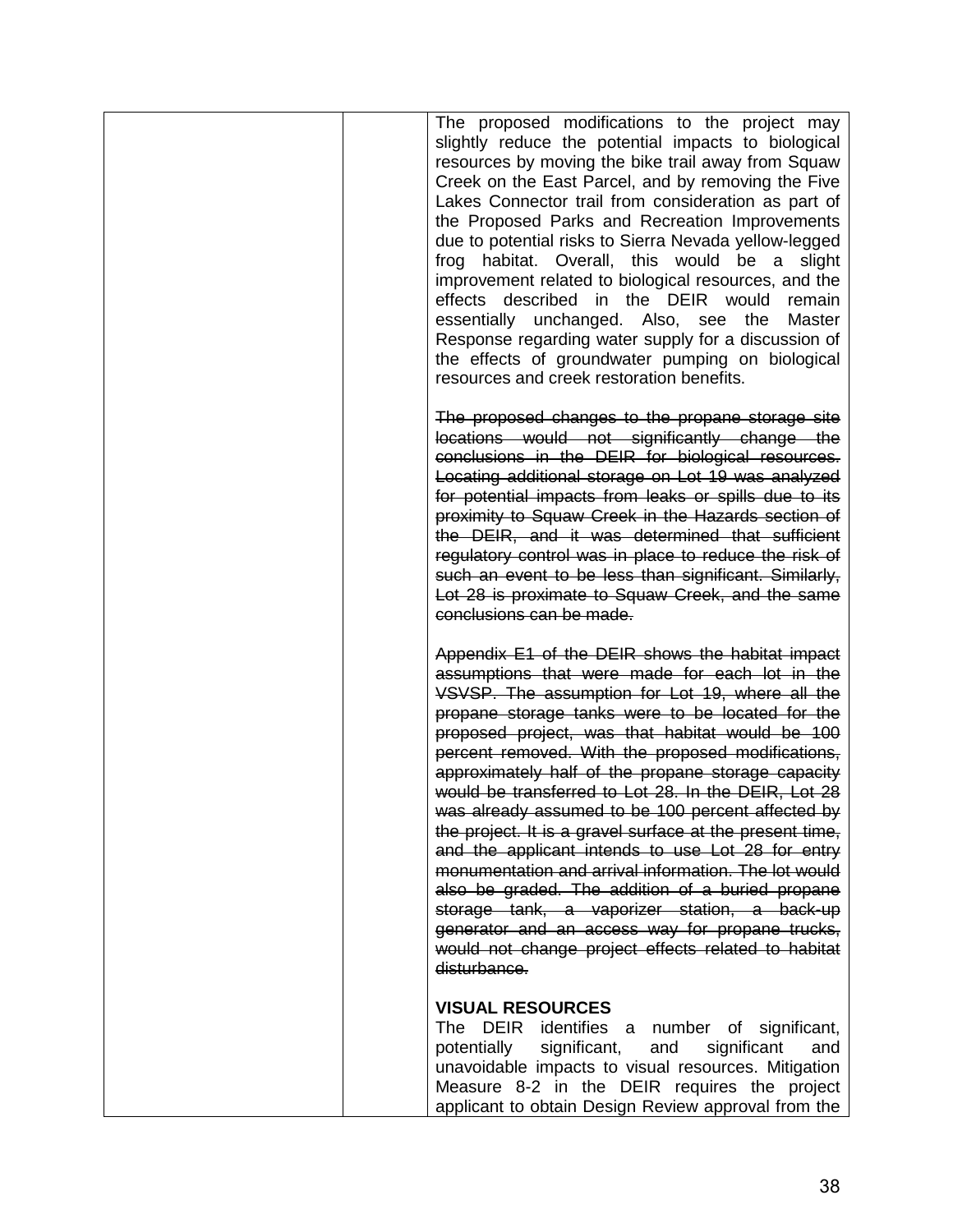| | | |
|---|---|---|
| | | The proposed modifications to the project may slightly reduce the potential impacts to biological resources by moving the bike trail away from Squaw Creek on the East Parcel, and by removing the Five Lakes Connector trail from consideration as part of the Proposed Parks and Recreation Improvements due to potential risks to Sierra Nevada yellow-legged frog habitat. Overall, this would be a slight improvement related to biological resources, and the effects described in the DEIR would remain essentially unchanged. Also, see the Master Response regarding water supply for a discussion of the effects of groundwater pumping on biological resources and creek restoration benefits.<br><br>~~The proposed changes to the propane storage site locations would not significantly change the conclusions in the DEIR for biological resources. Locating additional storage on Lot 19 was analyzed for potential impacts from leaks or spills due to its proximity to Squaw Creek in the Hazards section of the DEIR, and it was determined that sufficient regulatory control was in place to reduce the risk of such an event to be less than significant. Similarly, Lot 28 is proximate to Squaw Creek, and the same conclusions can be made.~~<br><br>~~Appendix E1 of the DEIR shows the habitat impact assumptions that were made for each lot in the VSVSP. The assumption for Lot 19, where all the propane storage tanks were to be located for the proposed project, was that habitat would be 100 percent removed. With the proposed modifications, approximately half of the propane storage capacity would be transferred to Lot 28. In the DEIR, Lot 28 was already assumed to be 100 percent affected by the project. It is a gravel surface at the present time, and the applicant intends to use Lot 28 for entry monumentation and arrival information. The lot would also be graded. The addition of a buried propane storage tank, a vaporizer station, a back-up generator and an access way for propane trucks, would not change project effects related to habitat disturbance.~~<br><br>**VISUAL RESOURCES**<br>The DEIR identifies a number of significant, potentially significant, and significant and unavoidable impacts to visual resources. Mitigation Measure 8-2 in the DEIR requires the project applicant to obtain Design Review approval from the |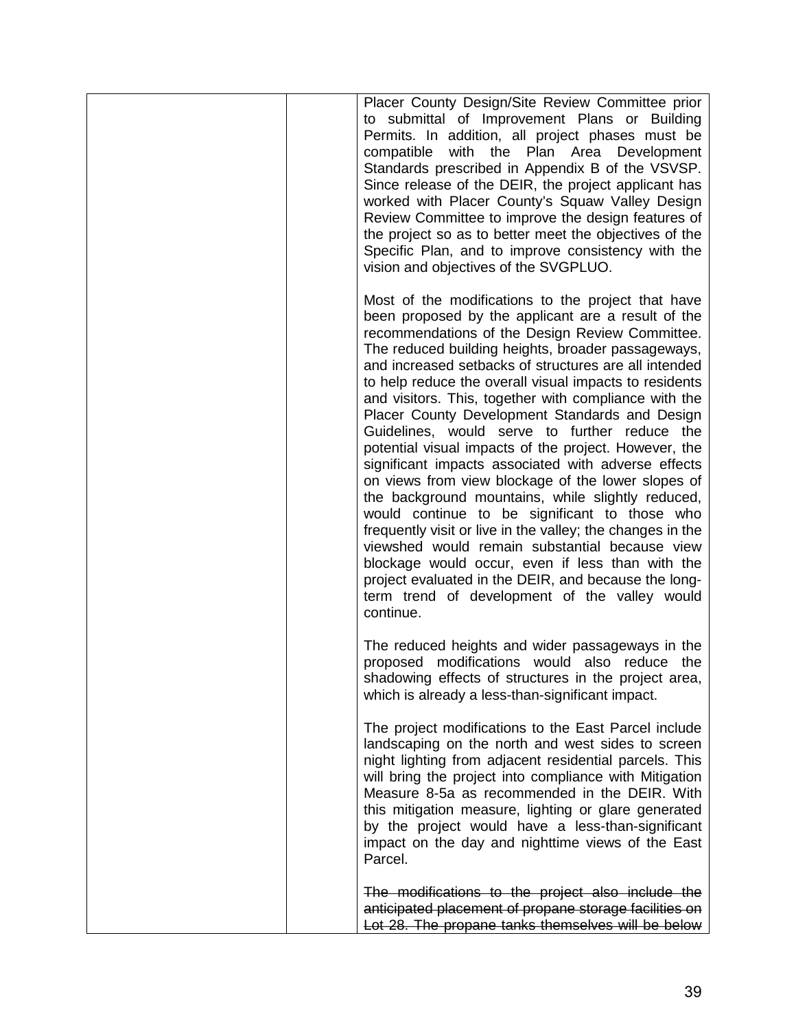| | | |
|---|---|---|
| | | Placer County Design/Site Review Committee prior to submittal of Improvement Plans or Building Permits. In addition, all project phases must be compatible with the Plan Area Development Standards prescribed in Appendix B of the VSVSP. Since release of the DEIR, the project applicant has worked with Placer County's Squaw Valley Design Review Committee to improve the design features of the project so as to better meet the objectives of the Specific Plan, and to improve consistency with the vision and objectives of the SVGPLUO.<br><br>Most of the modifications to the project that have been proposed by the applicant are a result of the recommendations of the Design Review Committee. The reduced building heights, broader passageways, and increased setbacks of structures are all intended to help reduce the overall visual impacts to residents and visitors. This, together with compliance with the Placer County Development Standards and Design Guidelines, would serve to further reduce the potential visual impacts of the project. However, the significant impacts associated with adverse effects on views from view blockage of the lower slopes of the background mountains, while slightly reduced, would continue to be significant to those who frequently visit or live in the valley; the changes in the viewshed would remain substantial because view blockage would occur, even if less than with the project evaluated in the DEIR, and because the long-term trend of development of the valley would continue.<br><br>The reduced heights and wider passageways in the proposed modifications would also reduce the shadowing effects of structures in the project area, which is already a less-than-significant impact.<br><br>The project modifications to the East Parcel include landscaping on the north and west sides to screen night lighting from adjacent residential parcels. This will bring the project into compliance with Mitigation Measure 8-5a as recommended in the DEIR. With this mitigation measure, lighting or glare generated by the project would have a less-than-significant impact on the day and nighttime views of the East Parcel.<br><br>~~The modifications to the project also include the anticipated placement of propane storage facilities on Lot 28. The propane tanks themselves will be below~~ |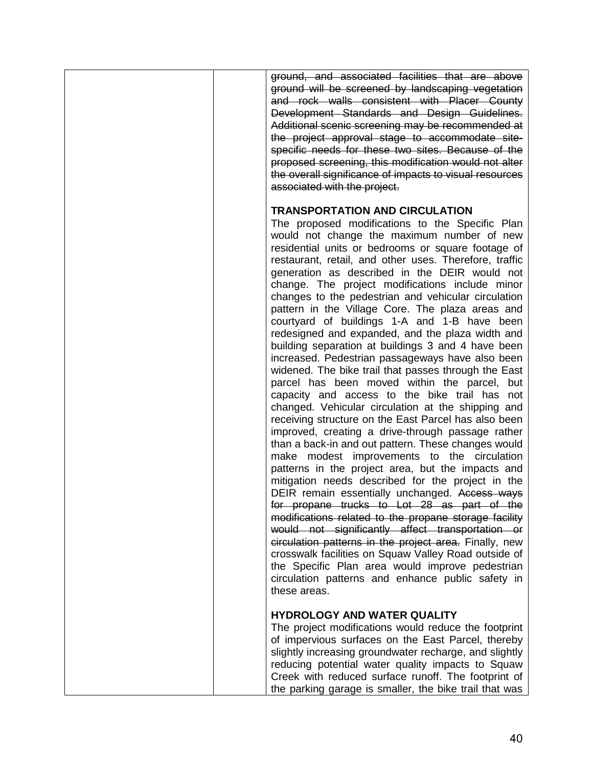| | | ~~ground, and associated facilities that are above ground will be screened by landscaping vegetation and rock walls consistent with Placer County Development Standards and Design Guidelines. Additional scenic screening may be recommended at the project approval stage to accommodate site-specific needs for these two sites. Because of the proposed screening, this modification would not alter the overall significance of impacts to visual resources associated with the project.~~<br><br>**TRANSPORTATION AND CIRCULATION**<br>The proposed modifications to the Specific Plan would not change the maximum number of new residential units or bedrooms or square footage of restaurant, retail, and other uses. Therefore, traffic generation as described in the DEIR would not change. The project modifications include minor changes to the pedestrian and vehicular circulation pattern in the Village Core. The plaza areas and courtyard of buildings 1-A and 1-B have been redesigned and expanded, and the plaza width and building separation at buildings 3 and 4 have been increased. Pedestrian passageways have also been widened. The bike trail that passes through the East parcel has been moved within the parcel, but capacity and access to the bike trail has not changed. Vehicular circulation at the shipping and receiving structure on the East Parcel has also been improved, creating a drive-through passage rather than a back-in and out pattern. These changes would make modest improvements to the circulation patterns in the project area, but the impacts and mitigation needs described for the project in the DEIR remain essentially unchanged. ~~Access ways for propane trucks to Lot 28 as part of the modifications related to the propane storage facility would not significantly affect transportation or circulation patterns in the project area.~~ Finally, new crosswalk facilities on Squaw Valley Road outside of the Specific Plan area would improve pedestrian circulation patterns and enhance public safety in these areas.<br><br>**HYDROLOGY AND WATER QUALITY**<br>The project modifications would reduce the footprint of impervious surfaces on the East Parcel, thereby slightly increasing groundwater recharge, and slightly reducing potential water quality impacts to Squaw Creek with reduced surface runoff. The footprint of the parking garage is smaller, the bike trail that was |
|---|---|---|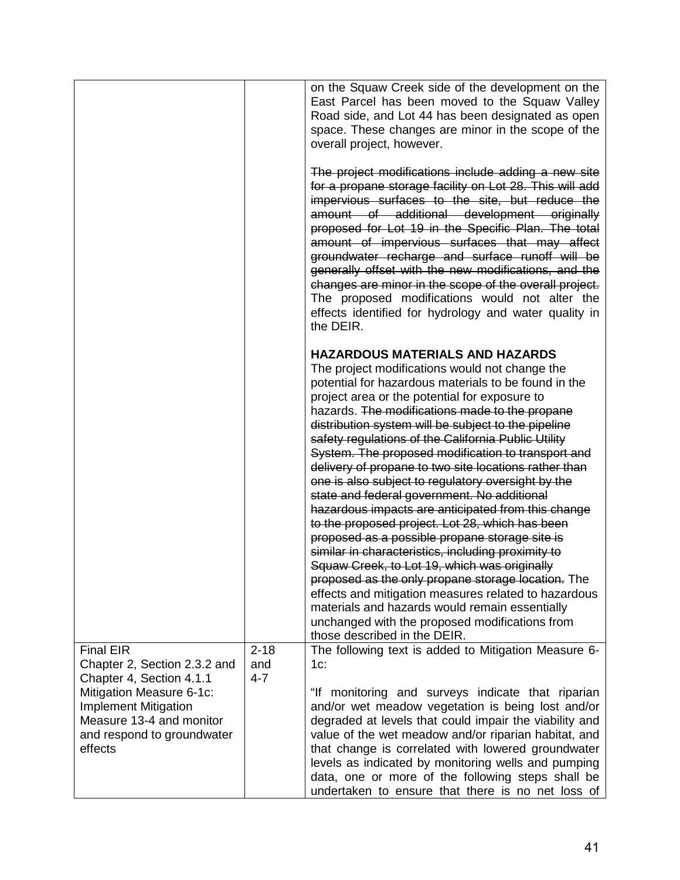| | | |
|---|---|---|
| | | on the Squaw Creek side of the development on the East Parcel has been moved to the Squaw Valley Road side, and Lot 44 has been designated as open space. These changes are minor in the scope of the overall project, however.<br><br>~~The project modifications include adding a new site for a propane storage facility on Lot 28. This will add impervious surfaces to the site, but reduce the amount of additional development originally proposed for Lot 19 in the Specific Plan. The total amount of impervious surfaces that may affect groundwater recharge and surface runoff will be generally offset with the new modifications, and the changes are minor in the scope of the overall project.~~ The proposed modifications would not alter the effects identified for hydrology and water quality in the DEIR.<br><br>**HAZARDOUS MATERIALS AND HAZARDS**<br>The project modifications would not change the potential for hazardous materials to be found in the project area or the potential for exposure to hazards. ~~The modifications made to the propane distribution system will be subject to the pipeline safety regulations of the California Public Utility System. The proposed modification to transport and delivery of propane to two site locations rather than one is also subject to regulatory oversight by the state and federal government. No additional hazardous impacts are anticipated from this change to the proposed project. Lot 28, which has been proposed as a possible propane storage site is similar in characteristics, including proximity to Squaw Creek, to Lot 19, which was originally proposed as the only propane storage location.~~ The effects and mitigation measures related to hazardous materials and hazards would remain essentially unchanged with the proposed modifications from those described in the DEIR. |
| Final EIR<br>Chapter 2, Section 2.3.2 and Chapter 4, Section 4.1.1<br>Mitigation Measure 6-1c: Implement Mitigation Measure 13-4 and monitor and respond to groundwater effects | 2-18 and 4-7 | The following text is added to Mitigation Measure 6-1c:<br><br>"If monitoring and surveys indicate that riparian and/or wet meadow vegetation is being lost and/or degraded at levels that could impair the viability and value of the wet meadow and/or riparian habitat, and that change is correlated with lowered groundwater levels as indicated by monitoring wells and pumping data, one or more of the following steps shall be undertaken to ensure that there is no net loss of |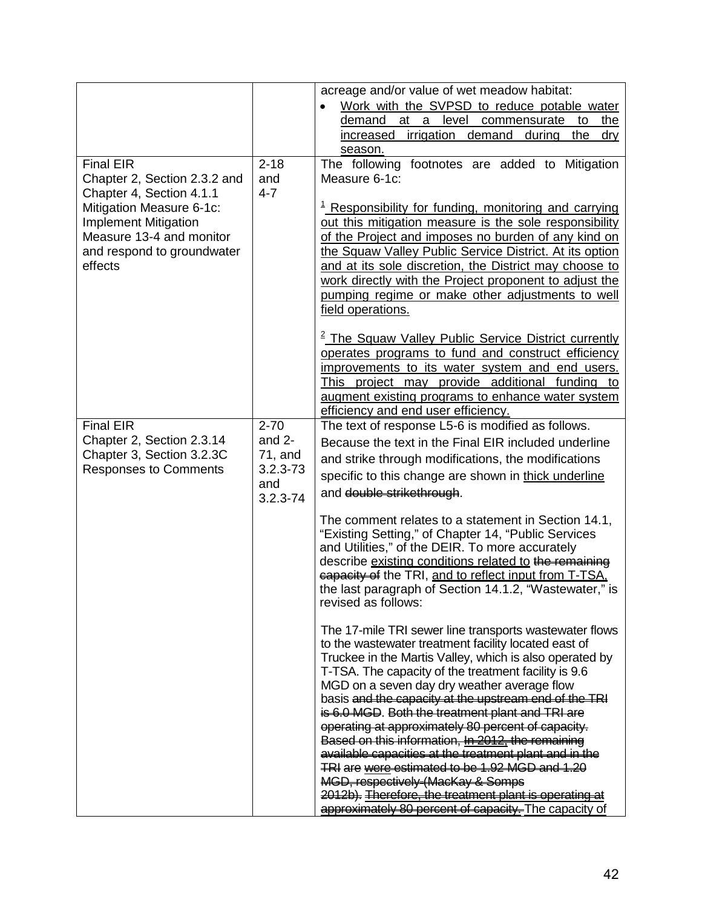| | | |
|---|---|---|
| | | acreage and/or value of wet meadow habitat:<br>• <u>Work with the SVPSD to reduce potable water demand at a level commensurate to the increased irrigation demand during the dry season.</u> |
| Final EIR<br>Chapter 2, Section 2.3.2 and Chapter 4, Section 4.1.1<br>Mitigation Measure 6-1c: Implement Mitigation Measure 13-4 and monitor and respond to groundwater effects | 2-18 and 4-7 | The following footnotes are added to Mitigation Measure 6-1c:<br><br><u>[1] Responsibility for funding, monitoring and carrying out this mitigation measure is the sole responsibility of the Project and imposes no burden of any kind on the Squaw Valley Public Service District. At its option and at its sole discretion, the District may choose to work directly with the Project proponent to adjust the pumping regime or make other adjustments to well field operations.</u><br><br><u>[2] The Squaw Valley Public Service District currently operates programs to fund and construct efficiency improvements to its water system and end users. This project may provide additional funding to augment existing programs to enhance water system efficiency and end user efficiency.</u> |
| Final EIR<br>Chapter 2, Section 2.3.14<br>Chapter 3, Section 3.2.3C Responses to Comments | 2-70 and 2-71, and 3.2.3-73 and 3.2.3-74 | The text of response L5-6 is modified as follows. Because the text in the Final EIR included underline and strike through modifications, the modifications specific to this change are shown in <u>thick underline</u> and ~~double strikethrough~~.<br><br>The comment relates to a statement in Section 14.1, "Existing Setting," of Chapter 14, "Public Services and Utilities," of the DEIR. To more accurately describe <u>existing conditions related to</u> ~~the remaining capacity of~~ the TRI, <u>and to reflect input from T-TSA,</u> the last paragraph of Section 14.1.2, "Wastewater," is revised as follows:<br><br>The 17-mile TRI sewer line transports wastewater flows to the wastewater treatment facility located east of Truckee in the Martis Valley, which is also operated by T-TSA. The capacity of the treatment facility is 9.6 MGD on a seven day dry weather average flow basis ~~and the capacity at the upstream end of the TRI is 6.0 MGD~~. ~~Both the treatment plant and TRI are operating at approximately 80 percent of capacity. Based on this information,~~ ~~<u>In 2012,</u> the remaining available capacities at the treatment plant and in the TRI are <u>were</u> estimated to be 1.92 MGD and 1.20 MGD, respectively (MacKay & Somps 2012b).~~ ~~<u>Therefore, the treatment plant is operating at approximately 80 percent of capacity.</u>~~ The capacity of |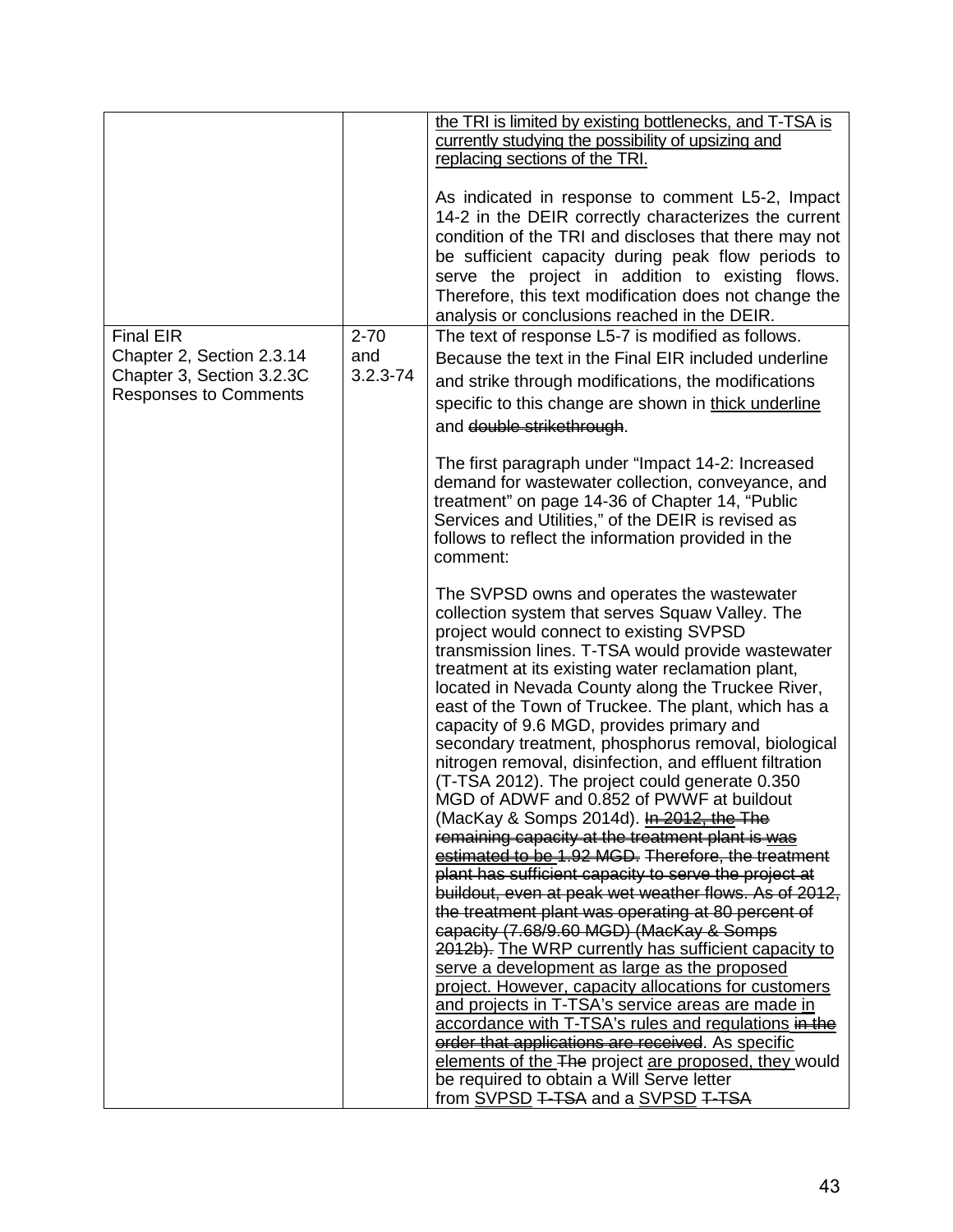| | | |
|---|---|---|
| | | <u>the TRI is limited by existing bottlenecks, and T-TSA is currently studying the possibility of upsizing and replacing sections of the TRI.</u><br><br>As indicated in response to comment L5-2, Impact 14-2 in the DEIR correctly characterizes the current condition of the TRI and discloses that there may not be sufficient capacity during peak flow periods to serve the project in addition to existing flows. Therefore, this text modification does not change the analysis or conclusions reached in the DEIR. |
| Final EIR<br>Chapter 2, Section 2.3.14<br>Chapter 3, Section 3.2.3C<br>Responses to Comments | 2-70 and 3.2.3-74 | The text of response L5-7 is modified as follows. Because the text in the Final EIR included underline and strike through modifications, the modifications specific to this change are shown in <u>thick underline</u> and ~~double strikethrough~~.<br><br>The first paragraph under "Impact 14-2: Increased demand for wastewater collection, conveyance, and treatment" on page 14-36 of Chapter 14, "Public Services and Utilities," of the DEIR is revised as follows to reflect the information provided in the comment:<br><br>The SVPSD owns and operates the wastewater collection system that serves Squaw Valley. The project would connect to existing SVPSD transmission lines. T-TSA would provide wastewater treatment at its existing water reclamation plant, located in Nevada County along the Truckee River, east of the Town of Truckee. The plant, which has a capacity of 9.6 MGD, provides primary and secondary treatment, phosphorus removal, biological nitrogen removal, disinfection, and effluent filtration (T-TSA 2012). The project could generate 0.350 MGD of ADWF and 0.852 of PWWF at buildout (MacKay & Somps 2014d). ~~In 2012, the The remaining capacity at the treatment plant is was estimated to be 1.92 MGD. Therefore, the treatment plant has sufficient capacity to serve the project at buildout, even at peak wet weather flows. As of 2012, the treatment plant was operating at 80 percent of capacity (7.68/9.60 MGD) (MacKay & Somps 2012b).~~ <u>The WRP currently has sufficient capacity to serve a development as large as the proposed project. However, capacity allocations for customers and projects in T-TSA's service areas are made in accordance with T-TSA's rules and regulations</u> ~~in the order that applications are received~~. As specific <u>elements of the</u> ~~The~~ project <u>are proposed, they</u> would be required to obtain a Will Serve letter from <u>SVPSD</u> ~~T-TSA~~ and a <u>SVPSD</u> ~~T-TSA~~ |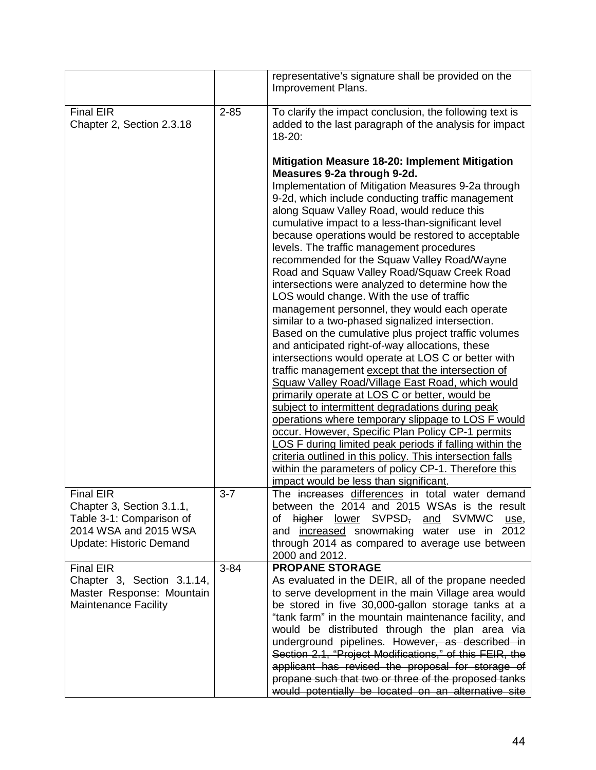| | | representative's signature shall be provided on the Improvement Plans. |
|---|---|---|
| Final EIR<br>Chapter 2, Section 2.3.18 | 2-85 | To clarify the impact conclusion, the following text is added to the last paragraph of the analysis for impact 18-20:<br><br>**Mitigation Measure 18-20: Implement Mitigation Measures 9-2a through 9-2d.**<br>Implementation of Mitigation Measures 9-2a through 9-2d, which include conducting traffic management along Squaw Valley Road, would reduce this cumulative impact to a less-than-significant level because operations would be restored to acceptable levels. The traffic management procedures recommended for the Squaw Valley Road/Wayne Road and Squaw Valley Road/Squaw Creek Road intersections were analyzed to determine how the LOS would change. With the use of traffic management personnel, they would each operate similar to a two-phased signalized intersection. Based on the cumulative plus project traffic volumes and anticipated right-of-way allocations, these intersections would operate at LOS C or better with traffic management <u>except that the intersection of Squaw Valley Road/Village East Road, which would primarily operate at LOS C or better, would be subject to intermittent degradations during peak operations where temporary slippage to LOS F would occur. However, Specific Plan Policy CP-1 permits LOS F during limited peak periods if falling within the criteria outlined in this policy. This intersection falls within the parameters of policy CP-1. Therefore this impact would be less than significant</u>. |
| Final EIR<br>Chapter 3, Section 3.1.1, Table 3-1: Comparison of 2014 WSA and 2015 WSA Update: Historic Demand | 3-7 | The ~~increases~~ <u>differences</u> in total water demand between the 2014 and 2015 WSAs is the result of ~~higher~~ <u>lower</u> SVPSD~~,~~ <u>and</u> SVMWC <u>use</u>, and <u>increased</u> snowmaking water use in 2012 through 2014 as compared to average use between 2000 and 2012. |
| Final EIR<br>Chapter 3, Section 3.1.14, Master Response: Mountain Maintenance Facility | 3-84 | **PROPANE STORAGE**<br>As evaluated in the DEIR, all of the propane needed to serve development in the main Village area would be stored in five 30,000-gallon storage tanks at a "tank farm" in the mountain maintenance facility, and would be distributed through the plan area via underground pipelines. ~~However, as described in Section 2.1, "Project Modifications," of this FEIR, the applicant has revised the proposal for storage of propane such that two or three of the proposed tanks would potentially be located on an alternative site~~ |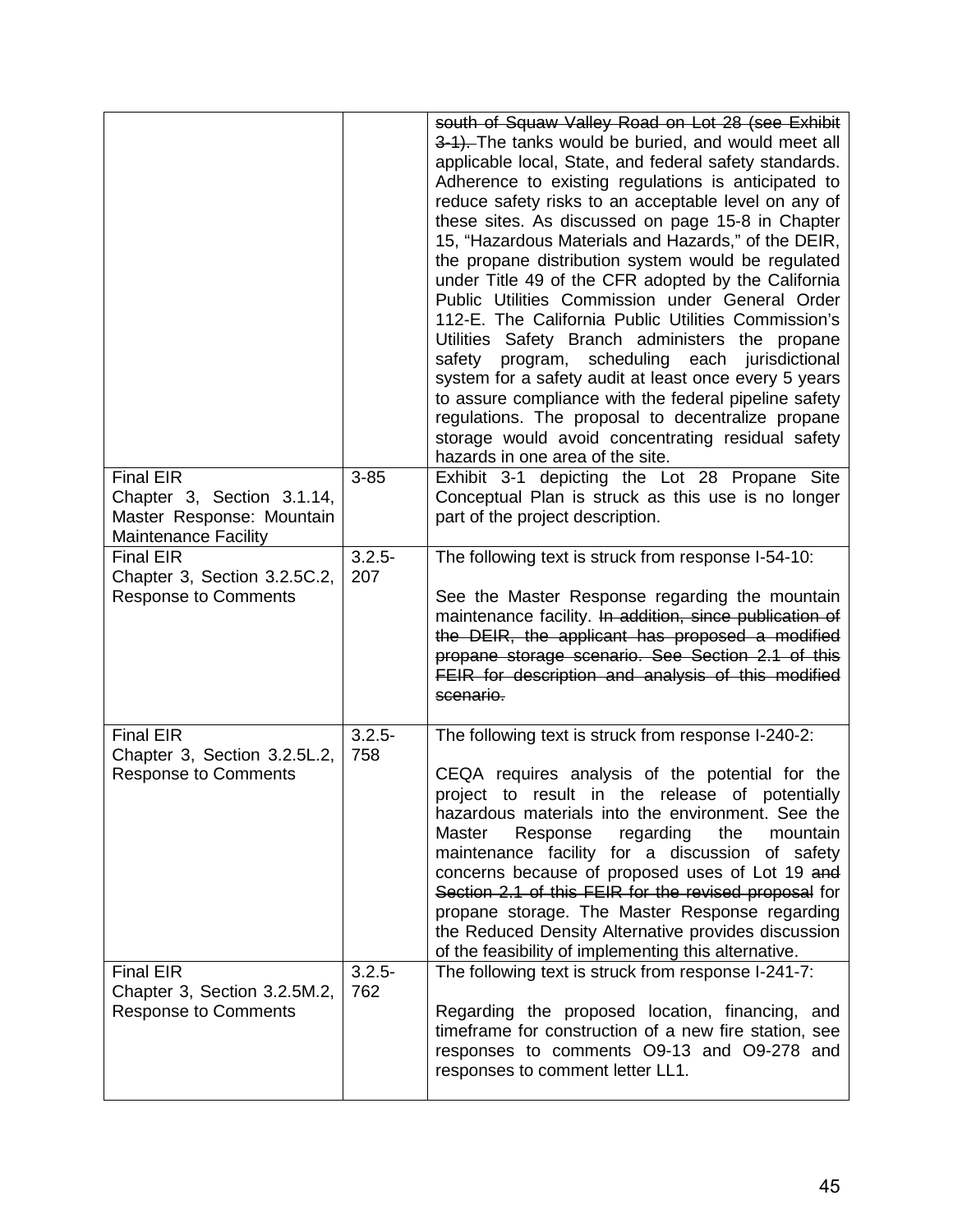| | | |
|---|---|---|
| | | ~~south of Squaw Valley Road on Lot 28 (see Exhibit 3-1).~~ The tanks would be buried, and would meet all applicable local, State, and federal safety standards. Adherence to existing regulations is anticipated to reduce safety risks to an acceptable level on any of these sites. As discussed on page 15-8 in Chapter 15, "Hazardous Materials and Hazards," of the DEIR, the propane distribution system would be regulated under Title 49 of the CFR adopted by the California Public Utilities Commission under General Order 112-E. The California Public Utilities Commission's Utilities Safety Branch administers the propane safety program, scheduling each jurisdictional system for a safety audit at least once every 5 years to assure compliance with the federal pipeline safety regulations. The proposal to decentralize propane storage would avoid concentrating residual safety hazards in one area of the site. |
| Final EIR<br>Chapter 3, Section 3.1.14, Master Response: Mountain Maintenance Facility | 3-85 | Exhibit 3-1 depicting the Lot 28 Propane Site Conceptual Plan is struck as this use is no longer part of the project description. |
| Final EIR<br>Chapter 3, Section 3.2.5C.2, Response to Comments | 3.2.5-207 | The following text is struck from response I-54-10:<br><br>See the Master Response regarding the mountain maintenance facility. ~~In addition, since publication of the DEIR, the applicant has proposed a modified propane storage scenario. See Section 2.1 of this FEIR for description and analysis of this modified scenario.~~ |
| Final EIR<br>Chapter 3, Section 3.2.5L.2, Response to Comments | 3.2.5-758 | The following text is struck from response I-240-2:<br><br>CEQA requires analysis of the potential for the project to result in the release of potentially hazardous materials into the environment. See the Master Response regarding the mountain maintenance facility for a discussion of safety concerns because of proposed uses of Lot 19 ~~and Section 2.1 of this FEIR for the revised proposal~~ for propane storage. The Master Response regarding the Reduced Density Alternative provides discussion of the feasibility of implementing this alternative. |
| Final EIR<br>Chapter 3, Section 3.2.5M.2, Response to Comments | 3.2.5-762 | The following text is struck from response I-241-7:<br><br>Regarding the proposed location, financing, and timeframe for construction of a new fire station, see responses to comments O9-13 and O9-278 and responses to comment letter LL1. |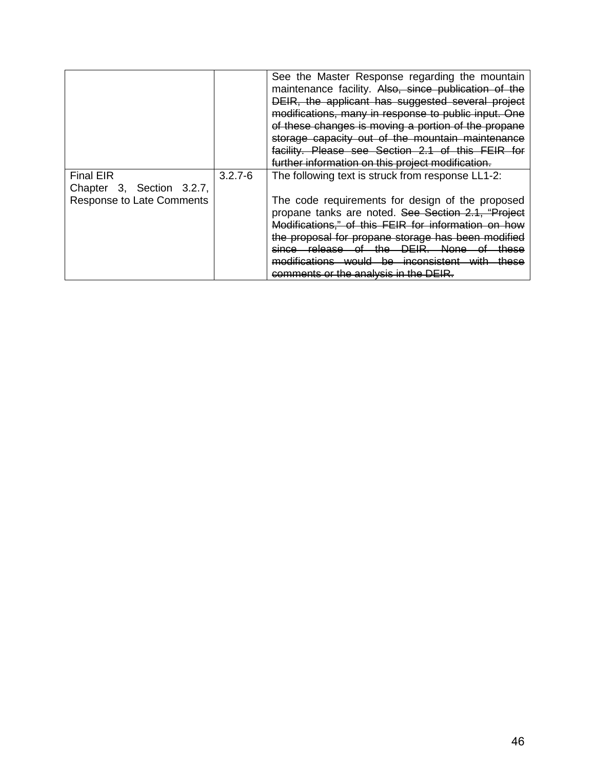| | | |
|---|---|---|
| | | See the Master Response regarding the mountain maintenance facility. ~~Also, since publication of the DEIR, the applicant has suggested several project modifications, many in response to public input. One of these changes is moving a portion of the propane storage capacity out of the mountain maintenance facility. Please see Section 2.1 of this FEIR for further information on this project modification.~~ |
| Final EIR<br>Chapter 3, Section 3.2.7, Response to Late Comments | 3.2.7-6 | The following text is struck from response LL1-2:<br><br>The code requirements for design of the proposed propane tanks are noted. ~~See Section 2.1, "Project Modifications," of this FEIR for information on how the proposal for propane storage has been modified since release of the DEIR. None of these modifications would be inconsistent with these comments or the analysis in the DEIR.~~ |